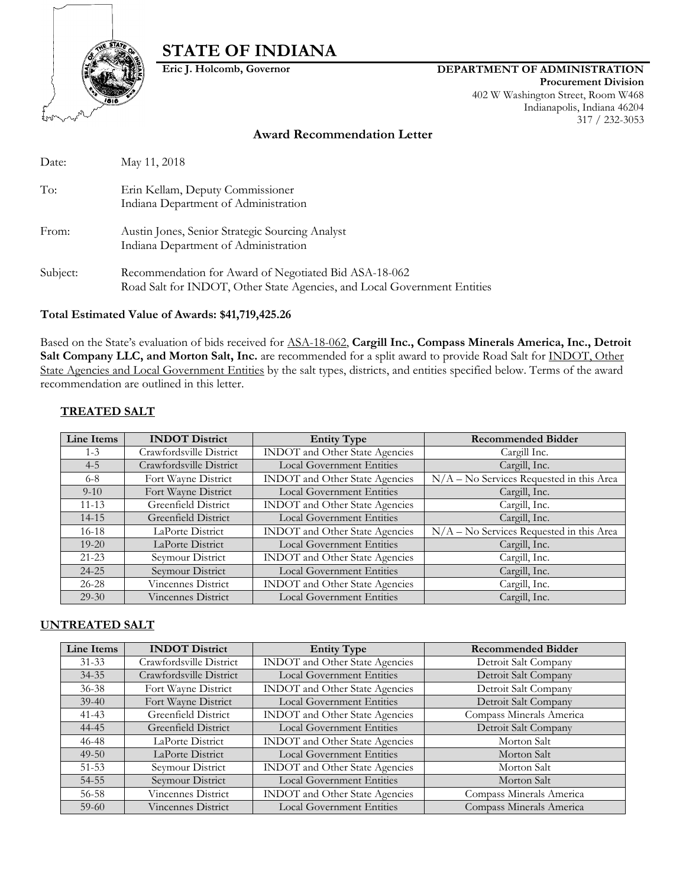// STATE OF INDIANA

# STATE OF INDIANA

**Eric J. Holcomb, Governor**

**DEPARTMENT OF ADMINISTRATION**
**Procurement Division**
402 W Washington Street, Room W468
Indianapolis, Indiana 46204
317 / 232-3053

## Award Recommendation Letter

Date: May 11, 2018

To: Erin Kellam, Deputy Commissioner
Indiana Department of Administration

From: Austin Jones, Senior Strategic Sourcing Analyst
Indiana Department of Administration

Subject: Recommendation for Award of Negotiated Bid ASA-18-062
Road Salt for INDOT, Other State Agencies, and Local Government Entities

**Total Estimated Value of Awards: $41,719,425.26**

Based on the State's evaluation of bids received for ASA-18-062, **Cargill Inc., Compass Minerals America, Inc., Detroit Salt Company LLC, and Morton Salt, Inc.** are recommended for a split award to provide Road Salt for INDOT, Other State Agencies and Local Government Entities by the salt types, districts, and entities specified below. Terms of the award recommendation are outlined in this letter.

### TREATED SALT

| Line Items | INDOT District | Entity Type | Recommended Bidder |
|---|---|---|---|
| 1-3 | Crawfordsville District | INDOT and Other State Agencies | Cargill Inc. |
| 4-5 | Crawfordsville District | Local Government Entities | Cargill, Inc. |
| 6-8 | Fort Wayne District | INDOT and Other State Agencies | N/A – No Services Requested in this Area |
| 9-10 | Fort Wayne District | Local Government Entities | Cargill, Inc. |
| 11-13 | Greenfield District | INDOT and Other State Agencies | Cargill, Inc. |
| 14-15 | Greenfield District | Local Government Entities | Cargill, Inc. |
| 16-18 | LaPorte District | INDOT and Other State Agencies | N/A – No Services Requested in this Area |
| 19-20 | LaPorte District | Local Government Entities | Cargill, Inc. |
| 21-23 | Seymour District | INDOT and Other State Agencies | Cargill, Inc. |
| 24-25 | Seymour District | Local Government Entities | Cargill, Inc. |
| 26-28 | Vincennes District | INDOT and Other State Agencies | Cargill, Inc. |
| 29-30 | Vincennes District | Local Government Entities | Cargill, Inc. |

### UNTREATED SALT

| Line Items | INDOT District | Entity Type | Recommended Bidder |
|---|---|---|---|
| 31-33 | Crawfordsville District | INDOT and Other State Agencies | Detroit Salt Company |
| 34-35 | Crawfordsville District | Local Government Entities | Detroit Salt Company |
| 36-38 | Fort Wayne District | INDOT and Other State Agencies | Detroit Salt Company |
| 39-40 | Fort Wayne District | Local Government Entities | Detroit Salt Company |
| 41-43 | Greenfield District | INDOT and Other State Agencies | Compass Minerals America |
| 44-45 | Greenfield District | Local Government Entities | Detroit Salt Company |
| 46-48 | LaPorte District | INDOT and Other State Agencies | Morton Salt |
| 49-50 | LaPorte District | Local Government Entities | Morton Salt |
| 51-53 | Seymour District | INDOT and Other State Agencies | Morton Salt |
| 54-55 | Seymour District | Local Government Entities | Morton Salt |
| 56-58 | Vincennes District | INDOT and Other State Agencies | Compass Minerals America |
| 59-60 | Vincennes District | Local Government Entities | Compass Minerals America |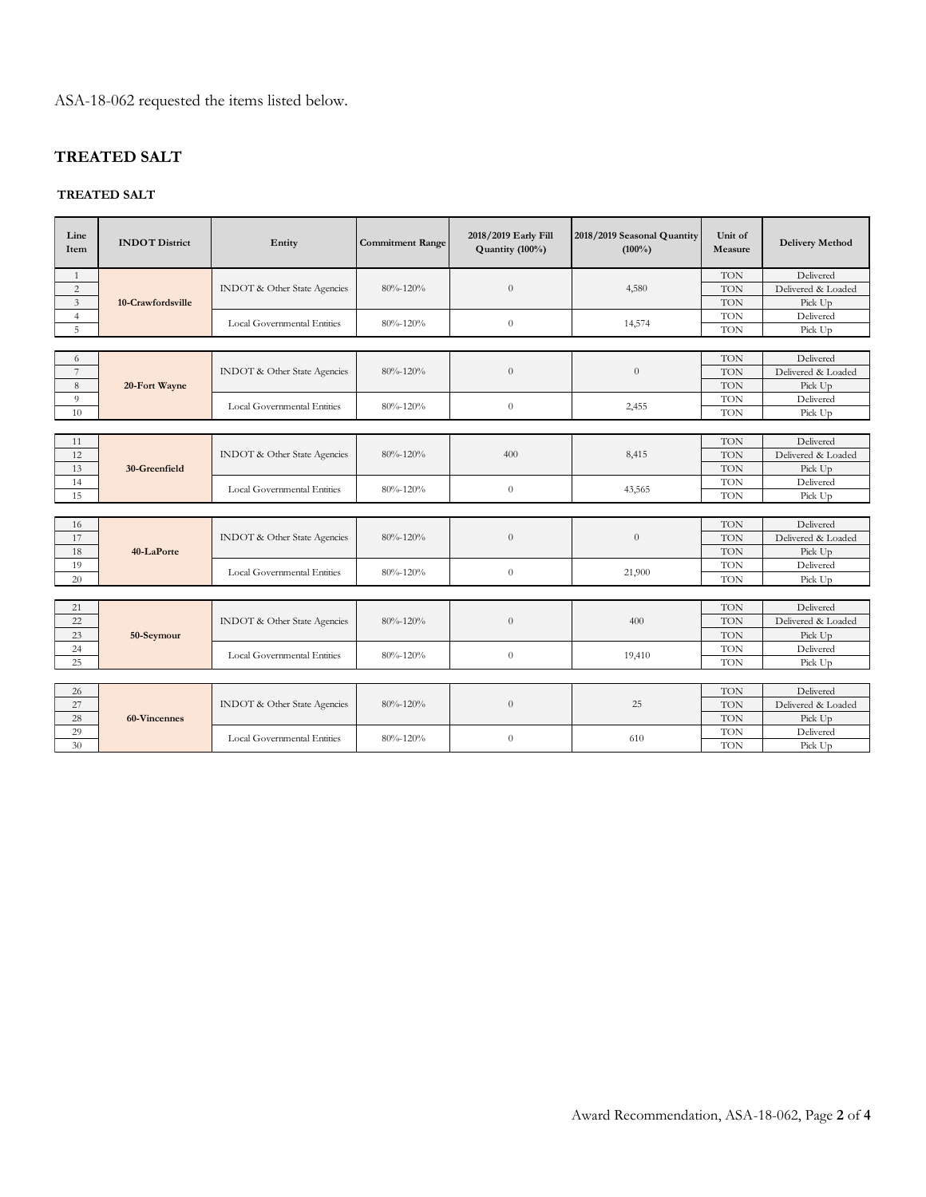ASA-18-062 requested the items listed below.

## TREATED SALT

### TREATED SALT

| Line Item | INDOT District | Entity | Commitment Range | 2018/2019 Early Fill Quantity (100%) | 2018/2019 Seasonal Quantity (100%) | Unit of Measure | Delivery Method |
|---|---|---|---|---|---|---|---|
| 1 | 10-Crawfordsville | INDOT & Other State Agencies | 80%-120% | 0 | 4,580 | TON | Delivered |
| 2 | | | | | | TON | Delivered & Loaded |
| 3 | | | | | | TON | Pick Up |
| 4 | | Local Governmental Entities | 80%-120% | 0 | 14,574 | TON | Delivered |
| 5 | | | | | | TON | Pick Up |
| 6 | 20-Fort Wayne | INDOT & Other State Agencies | 80%-120% | 0 | 0 | TON | Delivered |
| 7 | | | | | | TON | Delivered & Loaded |
| 8 | | | | | | TON | Pick Up |
| 9 | | Local Governmental Entities | 80%-120% | 0 | 2,455 | TON | Delivered |
| 10 | | | | | | TON | Pick Up |
| 11 | 30-Greenfield | INDOT & Other State Agencies | 80%-120% | 400 | 8,415 | TON | Delivered |
| 12 | | | | | | TON | Delivered & Loaded |
| 13 | | | | | | TON | Pick Up |
| 14 | | Local Governmental Entities | 80%-120% | 0 | 43,565 | TON | Delivered |
| 15 | | | | | | TON | Pick Up |
| 16 | 40-LaPorte | INDOT & Other State Agencies | 80%-120% | 0 | 0 | TON | Delivered |
| 17 | | | | | | TON | Delivered & Loaded |
| 18 | | | | | | TON | Pick Up |
| 19 | | Local Governmental Entities | 80%-120% | 0 | 21,900 | TON | Delivered |
| 20 | | | | | | TON | Pick Up |
| 21 | 50-Seymour | INDOT & Other State Agencies | 80%-120% | 0 | 400 | TON | Delivered |
| 22 | | | | | | TON | Delivered & Loaded |
| 23 | | | | | | TON | Pick Up |
| 24 | | Local Governmental Entities | 80%-120% | 0 | 19,410 | TON | Delivered |
| 25 | | | | | | TON | Pick Up |
| 26 | 60-Vincennes | INDOT & Other State Agencies | 80%-120% | 0 | 25 | TON | Delivered |
| 27 | | | | | | TON | Delivered & Loaded |
| 28 | | | | | | TON | Pick Up |
| 29 | | Local Governmental Entities | 80%-120% | 0 | 610 | TON | Delivered |
| 30 | | | | | | TON | Pick Up |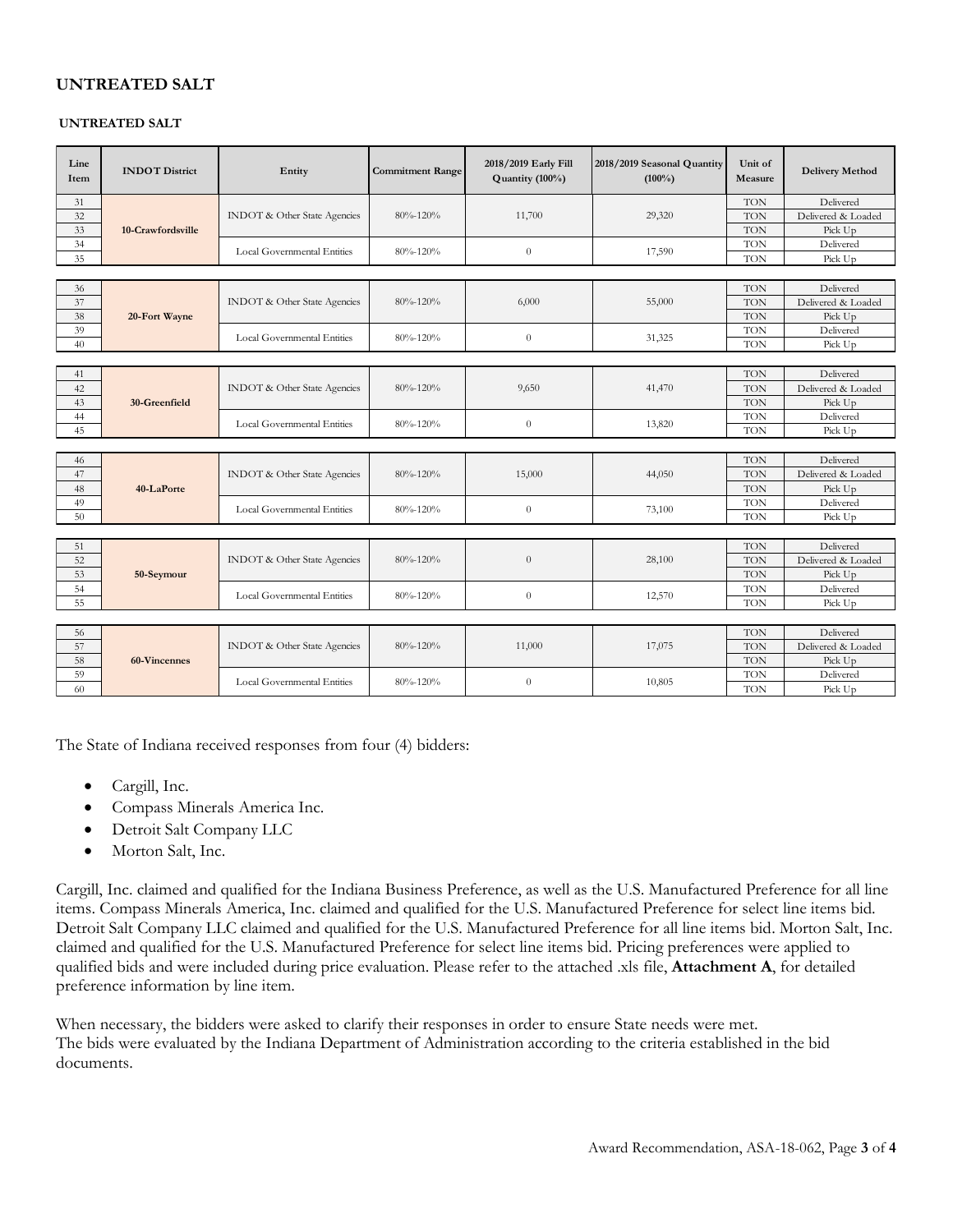## UNTREATED SALT

### UNTREATED SALT

| Line Item | INDOT District | Entity | Commitment Range | 2018/2019 Early Fill Quantity (100%) | 2018/2019 Seasonal Quantity (100%) | Unit of Measure | Delivery Method |
|---|---|---|---|---|---|---|---|
| 31 | 10-Crawfordsville | INDOT & Other State Agencies | 80%-120% | 11,700 | 29,320 | TON | Delivered |
| 32 | | | | | | TON | Delivered & Loaded |
| 33 | | | | | | TON | Pick Up |
| 34 | | Local Governmental Entities | 80%-120% | 0 | 17,590 | TON | Delivered |
| 35 | | | | | | TON | Pick Up |
| 36 | 20-Fort Wayne | INDOT & Other State Agencies | 80%-120% | 6,000 | 55,000 | TON | Delivered |
| 37 | | | | | | TON | Delivered & Loaded |
| 38 | | | | | | TON | Pick Up |
| 39 | | Local Governmental Entities | 80%-120% | 0 | 31,325 | TON | Delivered |
| 40 | | | | | | TON | Pick Up |
| 41 | 30-Greenfield | INDOT & Other State Agencies | 80%-120% | 9,650 | 41,470 | TON | Delivered |
| 42 | | | | | | TON | Delivered & Loaded |
| 43 | | | | | | TON | Pick Up |
| 44 | | Local Governmental Entities | 80%-120% | 0 | 13,820 | TON | Delivered |
| 45 | | | | | | TON | Pick Up |
| 46 | 40-LaPorte | INDOT & Other State Agencies | 80%-120% | 15,000 | 44,050 | TON | Delivered |
| 47 | | | | | | TON | Delivered & Loaded |
| 48 | | | | | | TON | Pick Up |
| 49 | | Local Governmental Entities | 80%-120% | 0 | 73,100 | TON | Delivered |
| 50 | | | | | | TON | Pick Up |
| 51 | 50-Seymour | INDOT & Other State Agencies | 80%-120% | 0 | 28,100 | TON | Delivered |
| 52 | | | | | | TON | Delivered & Loaded |
| 53 | | | | | | TON | Pick Up |
| 54 | | Local Governmental Entities | 80%-120% | 0 | 12,570 | TON | Delivered |
| 55 | | | | | | TON | Pick Up |
| 56 | 60-Vincennes | INDOT & Other State Agencies | 80%-120% | 11,000 | 17,075 | TON | Delivered |
| 57 | | | | | | TON | Delivered & Loaded |
| 58 | | | | | | TON | Pick Up |
| 59 | | Local Governmental Entities | 80%-120% | 0 | 10,805 | TON | Delivered |
| 60 | | | | | | TON | Pick Up |

The State of Indiana received responses from four (4) bidders:

- Cargill, Inc.
- Compass Minerals America Inc.
- Detroit Salt Company LLC
- Morton Salt, Inc.

Cargill, Inc. claimed and qualified for the Indiana Business Preference, as well as the U.S. Manufactured Preference for all line items. Compass Minerals America, Inc. claimed and qualified for the U.S. Manufactured Preference for select line items bid. Detroit Salt Company LLC claimed and qualified for the U.S. Manufactured Preference for all line items bid. Morton Salt, Inc. claimed and qualified for the U.S. Manufactured Preference for select line items bid. Pricing preferences were applied to qualified bids and were included during price evaluation. Please refer to the attached .xls file, **Attachment A**, for detailed preference information by line item.

When necessary, the bidders were asked to clarify their responses in order to ensure State needs were met. The bids were evaluated by the Indiana Department of Administration according to the criteria established in the bid documents.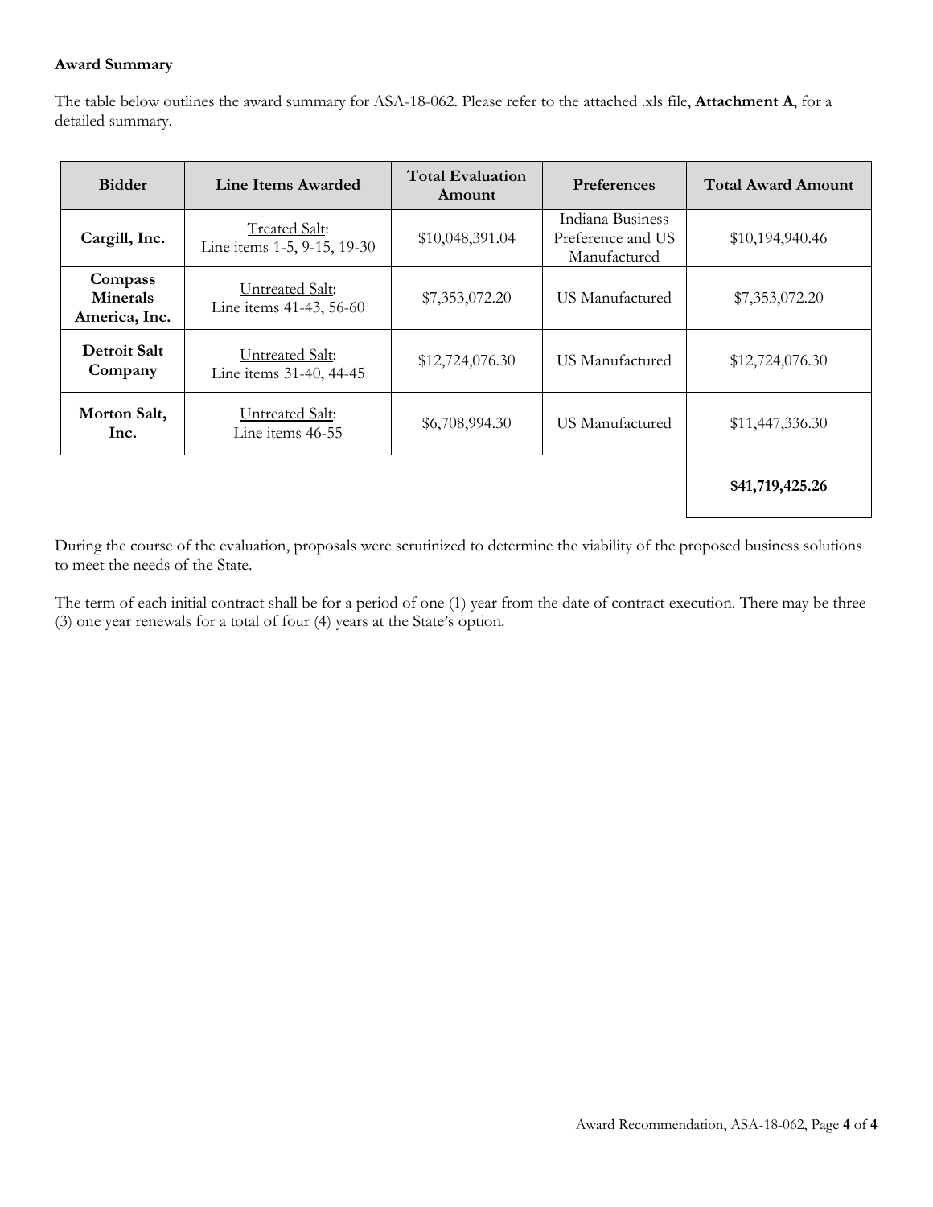**Award Summary**

The table below outlines the award summary for ASA-18-062. Please refer to the attached .xls file, **Attachment A**, for a detailed summary.

| Bidder | Line Items Awarded | Total Evaluation Amount | Preferences | Total Award Amount |
|---|---|---|---|---|
| **Cargill, Inc.** | Treated Salt: Line items 1-5, 9-15, 19-30 | $10,048,391.04 | Indiana Business Preference and US Manufactured | $10,194,940.46 |
| **Compass Minerals America, Inc.** | Untreated Salt: Line items 41-43, 56-60 | $7,353,072.20 | US Manufactured | $7,353,072.20 |
| **Detroit Salt Company** | Untreated Salt: Line items 31-40, 44-45 | $12,724,076.30 | US Manufactured | $12,724,076.30 |
| **Morton Salt, Inc.** | Untreated Salt: Line items 46-55 | $6,708,994.30 | US Manufactured | $11,447,336.30 |
| | | | | **$41,719,425.26** |

During the course of the evaluation, proposals were scrutinized to determine the viability of the proposed business solutions to meet the needs of the State.

The term of each initial contract shall be for a period of one (1) year from the date of contract execution. There may be three (3) one year renewals for a total of four (4) years at the State's option.